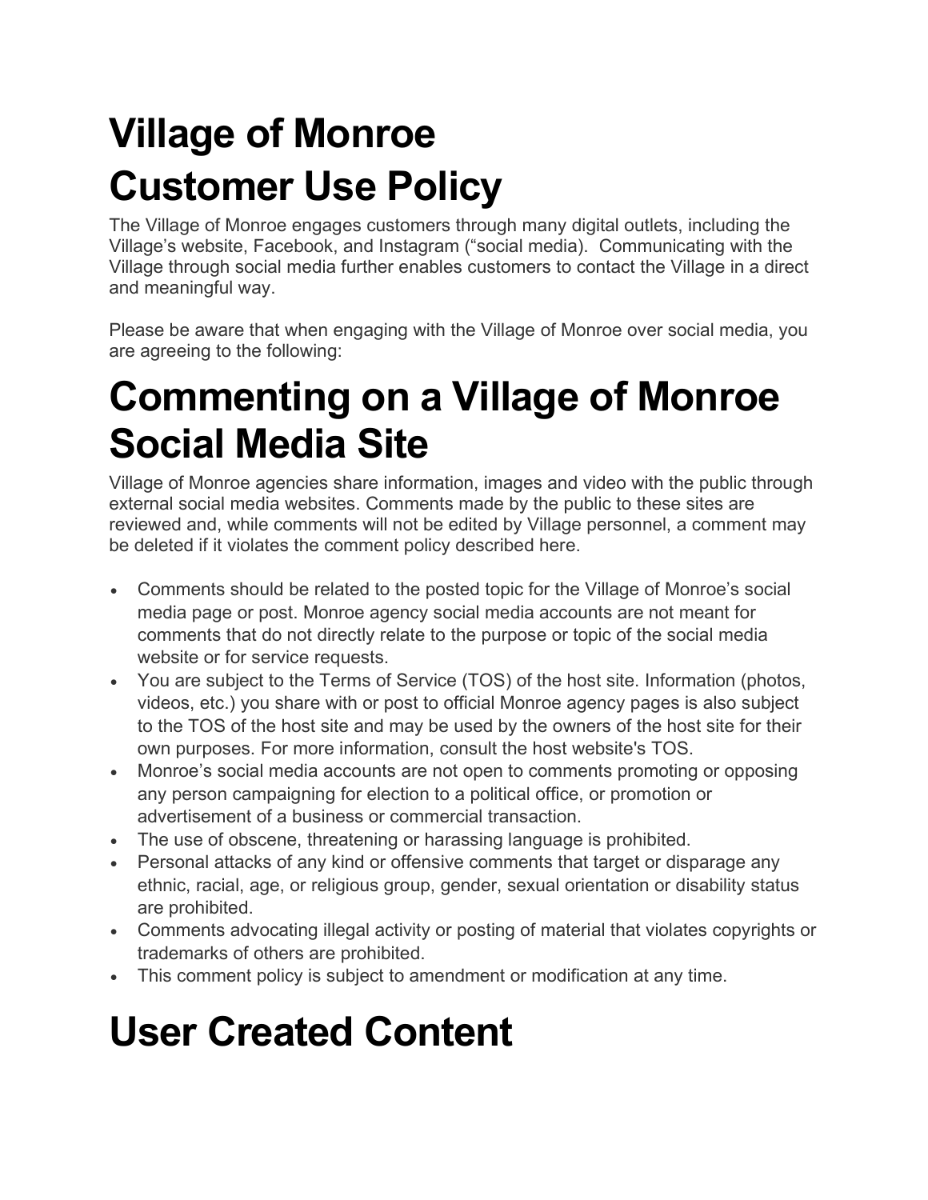# Village of Monroe Customer Use Policy

The Village of Monroe engages customers through many digital outlets, including the Village's website, Facebook, and Instagram ("social media). Communicating with the Village through social media further enables customers to contact the Village in a direct and meaningful way.

Please be aware that when engaging with the Village of Monroe over social media, you are agreeing to the following:

# Commenting on a Village of Monroe Social Media Site

Village of Monroe agencies share information, images and video with the public through external social media websites. Comments made by the public to these sites are reviewed and, while comments will not be edited by Village personnel, a comment may be deleted if it violates the comment policy described here.

- Comments should be related to the posted topic for the Village of Monroe's social media page or post. Monroe agency social media accounts are not meant for comments that do not directly relate to the purpose or topic of the social media website or for service requests.
- You are subject to the Terms of Service (TOS) of the host site. Information (photos, videos, etc.) you share with or post to official Monroe agency pages is also subject to the TOS of the host site and may be used by the owners of the host site for their own purposes. For more information, consult the host website's TOS.
- Monroe's social media accounts are not open to comments promoting or opposing any person campaigning for election to a political office, or promotion or advertisement of a business or commercial transaction.
- The use of obscene, threatening or harassing language is prohibited.
- Personal attacks of any kind or offensive comments that target or disparage any ethnic, racial, age, or religious group, gender, sexual orientation or disability status are prohibited.
- Comments advocating illegal activity or posting of material that violates copyrights or trademarks of others are prohibited.
- This comment policy is subject to amendment or modification at any time.

# User Created Content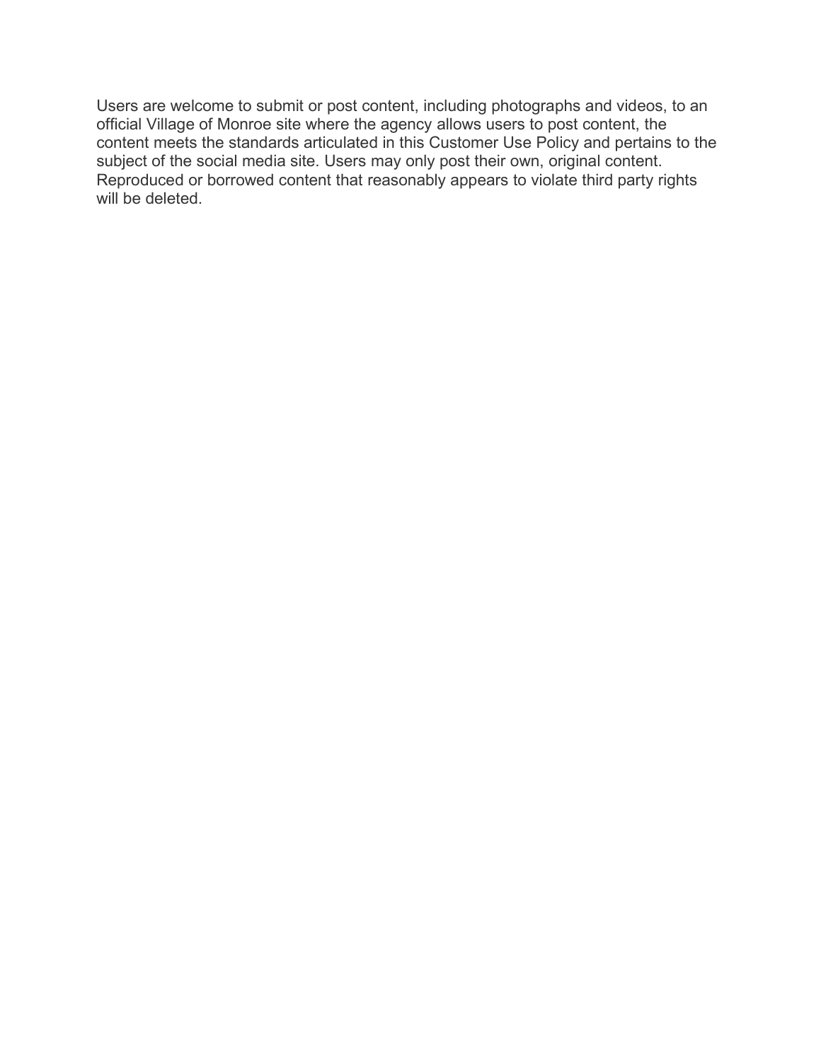Users are welcome to submit or post content, including photographs and videos, to an official Village of Monroe site where the agency allows users to post content, the content meets the standards articulated in this Customer Use Policy and pertains to the subject of the social media site. Users may only post their own, original content. Reproduced or borrowed content that reasonably appears to violate third party rights will be deleted.